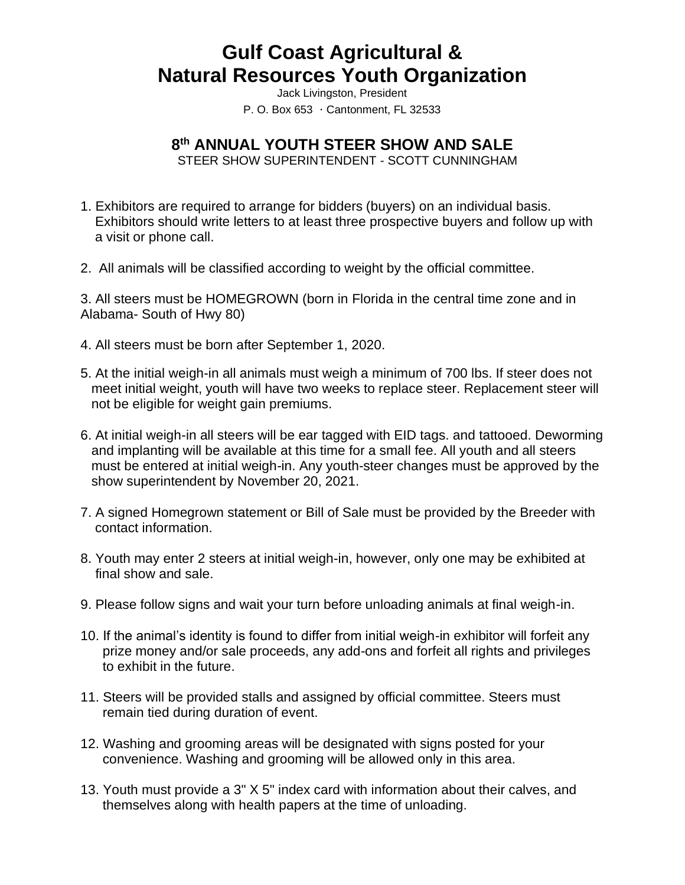# Gulf Coast Agricultural & Natural Resources Youth Organization

Jack Livingston, President

P. O. Box 653 · Cantonment, FL 32533

## 8th ANNUAL YOUTH STEER SHOW AND SALE

STEER SHOW SUPERINTENDENT - SCOTT CUNNINGHAM

1. Exhibitors are required to arrange for bidders (buyers) on an individual basis. Exhibitors should write letters to at least three prospective buyers and follow up with a visit or phone call.

2. All animals will be classified according to weight by the official committee.

3. All steers must be HOMEGROWN (born in Florida in the central time zone and in Alabama- South of Hwy 80)

4. All steers must be born after September 1, 2020.

5. At the initial weigh-in all animals must weigh a minimum of 700 lbs. If steer does not meet initial weight, youth will have two weeks to replace steer. Replacement steer will not be eligible for weight gain premiums.

6. At initial weigh-in all steers will be ear tagged with EID tags. and tattooed. Deworming and implanting will be available at this time for a small fee. All youth and all steers must be entered at initial weigh-in. Any youth-steer changes must be approved by the show superintendent by November 20, 2021.

7. A signed Homegrown statement or Bill of Sale must be provided by the Breeder with contact information.

8. Youth may enter 2 steers at initial weigh-in, however, only one may be exhibited at final show and sale.

9. Please follow signs and wait your turn before unloading animals at final weigh-in.

10. If the animal's identity is found to differ from initial weigh-in exhibitor will forfeit any prize money and/or sale proceeds, any add-ons and forfeit all rights and privileges to exhibit in the future.

11. Steers will be provided stalls and assigned by official committee. Steers must remain tied during duration of event.

12. Washing and grooming areas will be designated with signs posted for your convenience. Washing and grooming will be allowed only in this area.

13. Youth must provide a 3" X 5" index card with information about their calves, and themselves along with health papers at the time of unloading.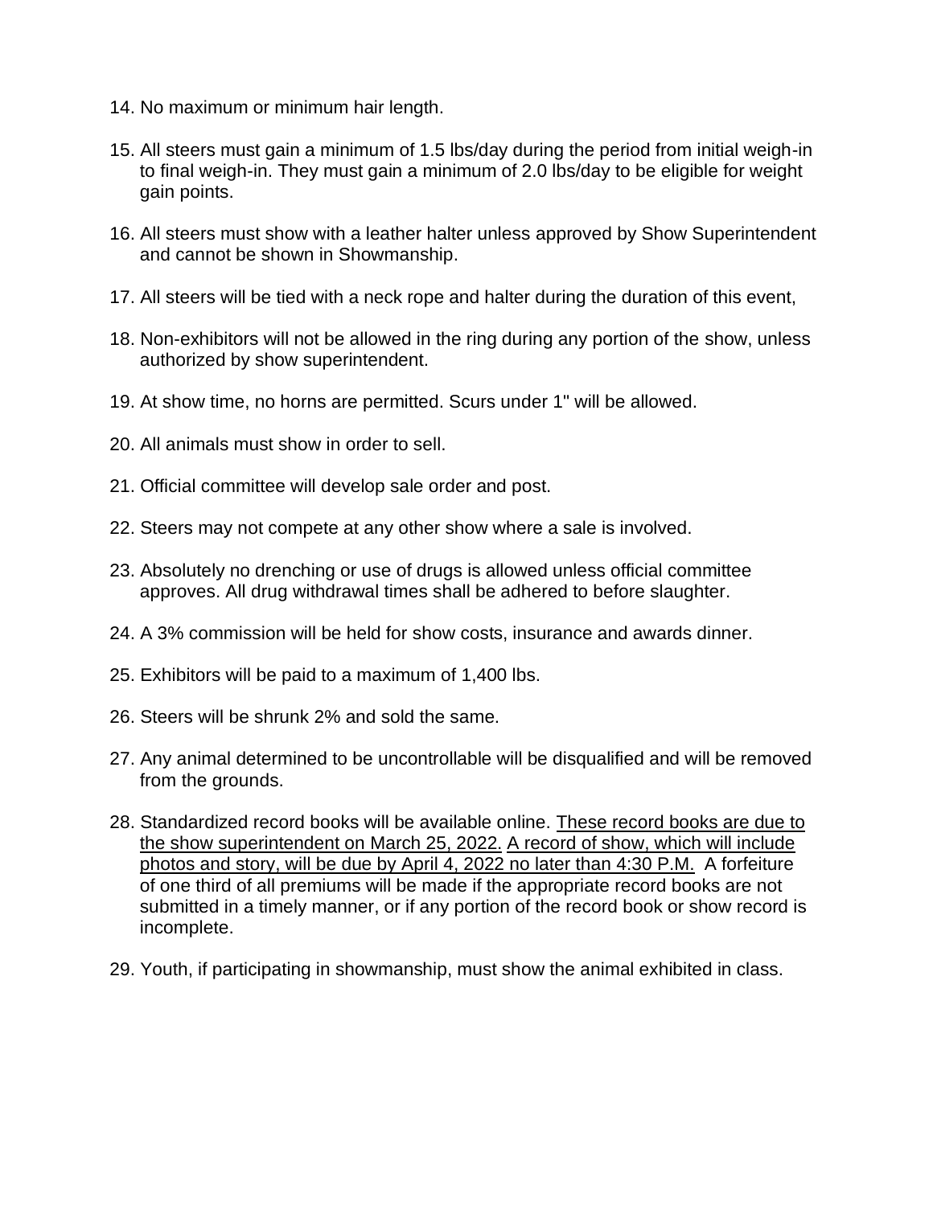14. No maximum or minimum hair length.

15. All steers must gain a minimum of 1.5 lbs/day during the period from initial weigh-in to final weigh-in. They must gain a minimum of 2.0 lbs/day to be eligible for weight gain points.

16. All steers must show with a leather halter unless approved by Show Superintendent and cannot be shown in Showmanship.

17. All steers will be tied with a neck rope and halter during the duration of this event,

18. Non-exhibitors will not be allowed in the ring during any portion of the show, unless authorized by show superintendent.

19. At show time, no horns are permitted. Scurs under 1" will be allowed.

20. All animals must show in order to sell.

21. Official committee will develop sale order and post.

22. Steers may not compete at any other show where a sale is involved.

23. Absolutely no drenching or use of drugs is allowed unless official committee approves. All drug withdrawal times shall be adhered to before slaughter.

24. A 3% commission will be held for show costs, insurance and awards dinner.

25. Exhibitors will be paid to a maximum of 1,400 lbs.

26. Steers will be shrunk 2% and sold the same.

27. Any animal determined to be uncontrollable will be disqualified and will be removed from the grounds.

28. Standardized record books will be available online. <u>These record books are due to the show superintendent on March 25, 2022.</u> <u>A record of show, which will include photos and story, will be due by April 4, 2022 no later than 4:30 P.M.</u> A forfeiture of one third of all premiums will be made if the appropriate record books are not submitted in a timely manner, or if any portion of the record book or show record is incomplete.

29. Youth, if participating in showmanship, must show the animal exhibited in class.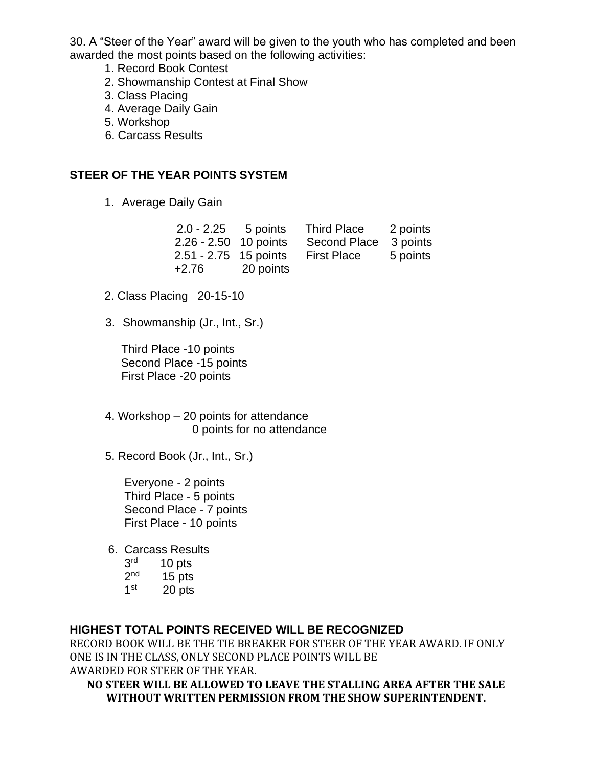30. A "Steer of the Year" award will be given to the youth who has completed and been awarded the most points based on the following activities:

1. Record Book Contest
2. Showmanship Contest at Final Show
3. Class Placing
4. Average Daily Gain
5. Workshop
6. Carcass Results

## STEER OF THE YEAR POINTS SYSTEM

1. Average Daily Gain

| | | | |
|---|---|---|---|
| 2.0 - 2.25 | 5 points | Third Place | 2 points |
| 2.26 - 2.50 | 10 points | Second Place | 3 points |
| 2.51 - 2.75 | 15 points | First Place | 5 points |
| +2.76 | 20 points | | |

2. Class Placing 20-15-10

3. Showmanship (Jr., Int., Sr.)

   Third Place -10 points
   Second Place -15 points
   First Place -20 points

4. Workshop – 20 points for attendance
   0 points for no attendance

5. Record Book (Jr., Int., Sr.)

   Everyone - 2 points
   Third Place - 5 points
   Second Place - 7 points
   First Place - 10 points

6. Carcass Results
   3rd 10 pts
   2nd 15 pts
   1st 20 pts

**HIGHEST TOTAL POINTS RECEIVED WILL BE RECOGNIZED**

RECORD BOOK WILL BE THE TIE BREAKER FOR STEER OF THE YEAR AWARD. IF ONLY ONE IS IN THE CLASS, ONLY SECOND PLACE POINTS WILL BE AWARDED FOR STEER OF THE YEAR.

**NO STEER WILL BE ALLOWED TO LEAVE THE STALLING AREA AFTER THE SALE WITHOUT WRITTEN PERMISSION FROM THE SHOW SUPERINTENDENT.**